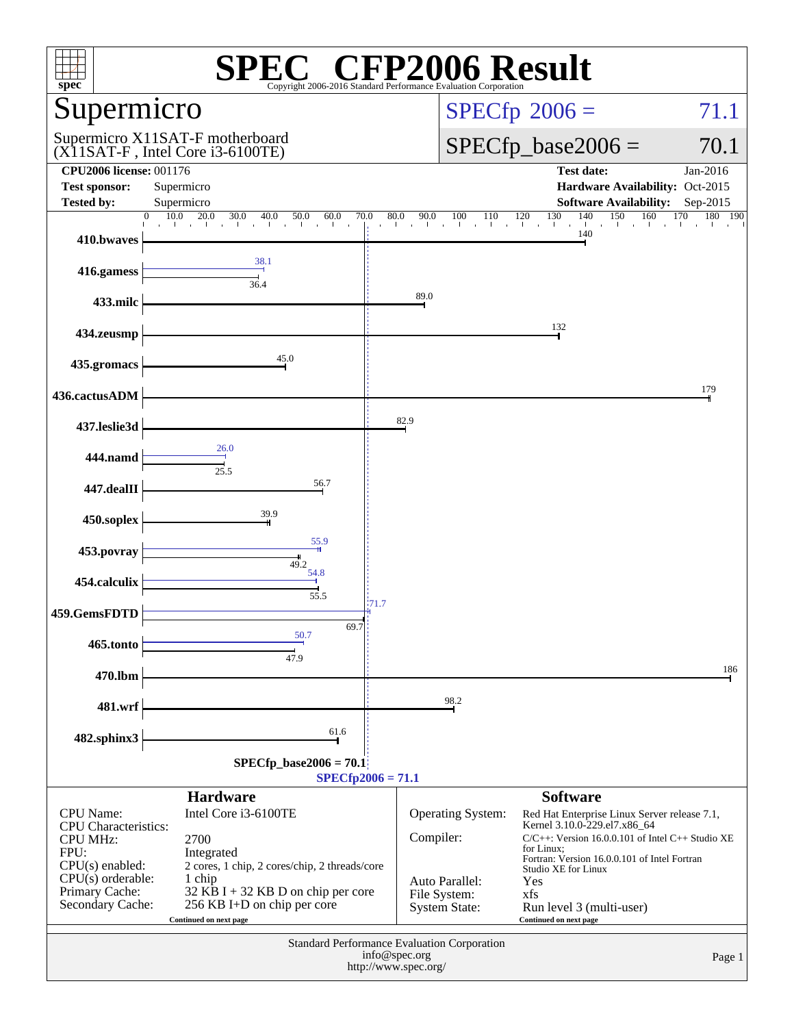# SPEC CFP2006 Result

Copyright 2006-2016 Standard Performance Evaluation Corporation

## Supermicro

Supermicro X11SAT-F motherboard
(X11SAT-F , Intel Core i3-6100TE)

SPECfp 2006 = 71.1

SPECfp_base2006 = 70.1

| | | | |
|---|---|---|---|
| **CPU2006 license:** | 001176 | **Test date:** | Jan-2016 |
| **Test sponsor:** | Supermicro | **Hardware Availability:** | Oct-2015 |
| **Tested by:** | Supermicro | **Software Availability:** | Sep-2015 |

| Benchmark | Peak | Base |
|---|---|---|
| 410.bwaves | | 140 |
| 416.gamess | 38.1 | 36.4 |
| 433.milc | | 89.0 |
| 434.zeusmp | | 132 |
| 435.gromacs | | 45.0 |
| 436.cactusADM | | 179 |
| 437.leslie3d | | 82.9 |
| 444.namd | 26.0 | 25.5 |
| 447.dealII | | 56.7 |
| 450.soplex | | 39.9 |
| 453.povray | 55.9 | 49.2 |
| 454.calculix | 54.8 | 55.5 |
| 459.GemsFDTD | 71.7 | 69.7 |
| 465.tonto | 50.7 | 47.9 |
| 470.lbm | | 186 |
| 481.wrf | | 98.2 |
| 482.sphinx3 | | 61.6 |

SPECfp_base2006 = 70.1

SPECfp2006 = 71.1

### Hardware

| | |
|---|---|
| CPU Name: | Intel Core i3-6100TE |
| CPU Characteristics: | |
| CPU MHz: | 2700 |
| FPU: | Integrated |
| CPU(s) enabled: | 2 cores, 1 chip, 2 cores/chip, 2 threads/core |
| CPU(s) orderable: | 1 chip |
| Primary Cache: | 32 KB I + 32 KB D on chip per core |
| Secondary Cache: | 256 KB I+D on chip per core |

Continued on next page

### Software

| | |
|---|---|
| Operating System: | Red Hat Enterprise Linux Server release 7.1, Kernel 3.10.0-229.el7.x86_64 |
| Compiler: | C/C++: Version 16.0.0.101 of Intel C++ Studio XE for Linux; Fortran: Version 16.0.0.101 of Intel Fortran Studio XE for Linux |
| Auto Parallel: | Yes |
| File System: | xfs |
| System State: | Run level 3 (multi-user) |

Continued on next page

Standard Performance Evaluation Corporation
info@spec.org
http://www.spec.org/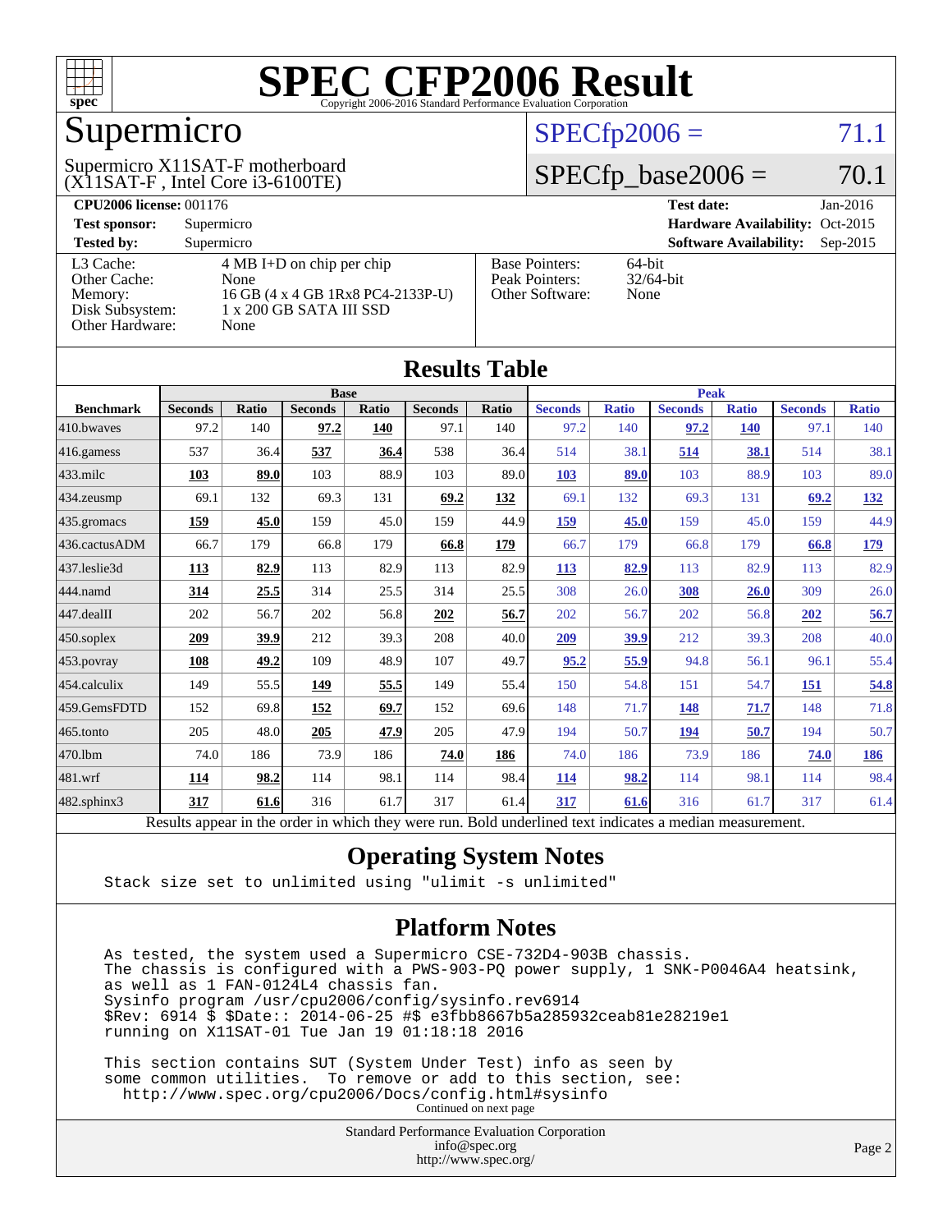# SPEC CFP2006 Result

Copyright 2006-2016 Standard Performance Evaluation Corporation

## Supermicro

Supermicro X11SAT-F motherboard
(X11SAT-F , Intel Core i3-6100TE)

SPECfp2006 = 71.1

SPECfp_base2006 = 70.1

| | | | |
|---|---|---|---|
| **CPU2006 license:** 001176 | | **Test date:** | Jan-2016 |
| **Test sponsor:** | Supermicro | **Hardware Availability:** | Oct-2015 |
| **Tested by:** | Supermicro | **Software Availability:** | Sep-2015 |

| | |
|---|---|
| L3 Cache: | 4 MB I+D on chip per chip |
| Other Cache: | None |
| Memory: | 16 GB (4 x 4 GB 1Rx8 PC4-2133P-U) |
| Disk Subsystem: | 1 x 200 GB SATA III SSD |
| Other Hardware: | None |

| | |
|---|---|
| Base Pointers: | 64-bit |
| Peak Pointers: | 32/64-bit |
| Other Software: | None |

## Results Table

| | Base | | | | | | Peak | | | | | |
|---|---|---|---|---|---|---|---|---|---|---|---|---|
| **Benchmark** | **Seconds** | **Ratio** | **Seconds** | **Ratio** | **Seconds** | **Ratio** | **Seconds** | **Ratio** | **Seconds** | **Ratio** | **Seconds** | **Ratio** |
| 410.bwaves | 97.2 | 140 | **97.2** | **140** | 97.1 | 140 | 97.2 | 140 | **97.2** | **140** | 97.1 | 140 |
| 416.gamess | 537 | 36.4 | **537** | **36.4** | 538 | 36.4 | 514 | 38.1 | **514** | **38.1** | 514 | 38.1 |
| 433.milc | **103** | **89.0** | 103 | 88.9 | 103 | 89.0 | **103** | **89.0** | 103 | 88.9 | 103 | 89.0 |
| 434.zeusmp | 69.1 | 132 | 69.3 | 131 | **69.2** | **132** | 69.1 | 132 | 69.3 | 131 | **69.2** | **132** |
| 435.gromacs | **159** | **45.0** | 159 | 45.0 | 159 | 44.9 | **159** | **45.0** | 159 | 45.0 | 159 | 44.9 |
| 436.cactusADM | 66.7 | 179 | 66.8 | 179 | **66.8** | **179** | 66.7 | 179 | 66.8 | 179 | **66.8** | **179** |
| 437.leslie3d | **113** | **82.9** | 113 | 82.9 | 113 | 82.9 | **113** | **82.9** | 113 | 82.9 | 113 | 82.9 |
| 444.namd | **314** | **25.5** | 314 | 25.5 | 314 | 25.5 | 308 | 26.0 | **308** | **26.0** | 309 | 26.0 |
| 447.dealII | 202 | 56.7 | 202 | 56.8 | **202** | **56.7** | 202 | 56.7 | 202 | 56.8 | **202** | **56.7** |
| 450.soplex | **209** | **39.9** | 212 | 39.3 | 208 | 40.0 | **209** | **39.9** | 212 | 39.3 | 208 | 40.0 |
| 453.povray | **108** | **49.2** | 109 | 48.9 | 107 | 49.7 | **95.2** | **55.9** | 94.8 | 56.1 | 96.1 | 55.4 |
| 454.calculix | 149 | 55.5 | **149** | **55.5** | 149 | 55.4 | 150 | 54.8 | 151 | 54.7 | **151** | **54.8** |
| 459.GemsFDTD | 152 | 69.8 | **152** | **69.7** | 152 | 69.6 | 148 | 71.7 | **148** | **71.7** | 148 | 71.8 |
| 465.tonto | 205 | 48.0 | **205** | **47.9** | 205 | 47.9 | 194 | 50.7 | **194** | **50.7** | 194 | 50.7 |
| 470.lbm | 74.0 | 186 | 73.9 | 186 | **74.0** | **186** | 74.0 | 186 | 73.9 | 186 | **74.0** | **186** |
| 481.wrf | **114** | **98.2** | 114 | 98.1 | 114 | 98.4 | **114** | **98.2** | 114 | 98.1 | 114 | 98.4 |
| 482.sphinx3 | **317** | **61.6** | 316 | 61.7 | 317 | 61.4 | **317** | **61.6** | 316 | 61.7 | 317 | 61.4 |

Results appear in the order in which they were run. Bold underlined text indicates a median measurement.

## Operating System Notes

```
Stack size set to unlimited using "ulimit -s unlimited"
```

## Platform Notes

```
As tested, the system used a Supermicro CSE-732D4-903B chassis.
The chassis is configured with a PWS-903-PQ power supply, 1 SNK-P0046A4 heatsink,
as well as 1 FAN-0124L4 chassis fan.
Sysinfo program /usr/cpu2006/config/sysinfo.rev6914
$Rev: 6914 $ $Date:: 2014-06-25 #$ e3fbb8667b5a285932ceab81e28219e1
running on X11SAT-01 Tue Jan 19 01:18:18 2016

This section contains SUT (System Under Test) info as seen by
some common utilities.  To remove or add to this section, see:
  http://www.spec.org/cpu2006/Docs/config.html#sysinfo
```

Continued on next page

Standard Performance Evaluation Corporation
info@spec.org
http://www.spec.org/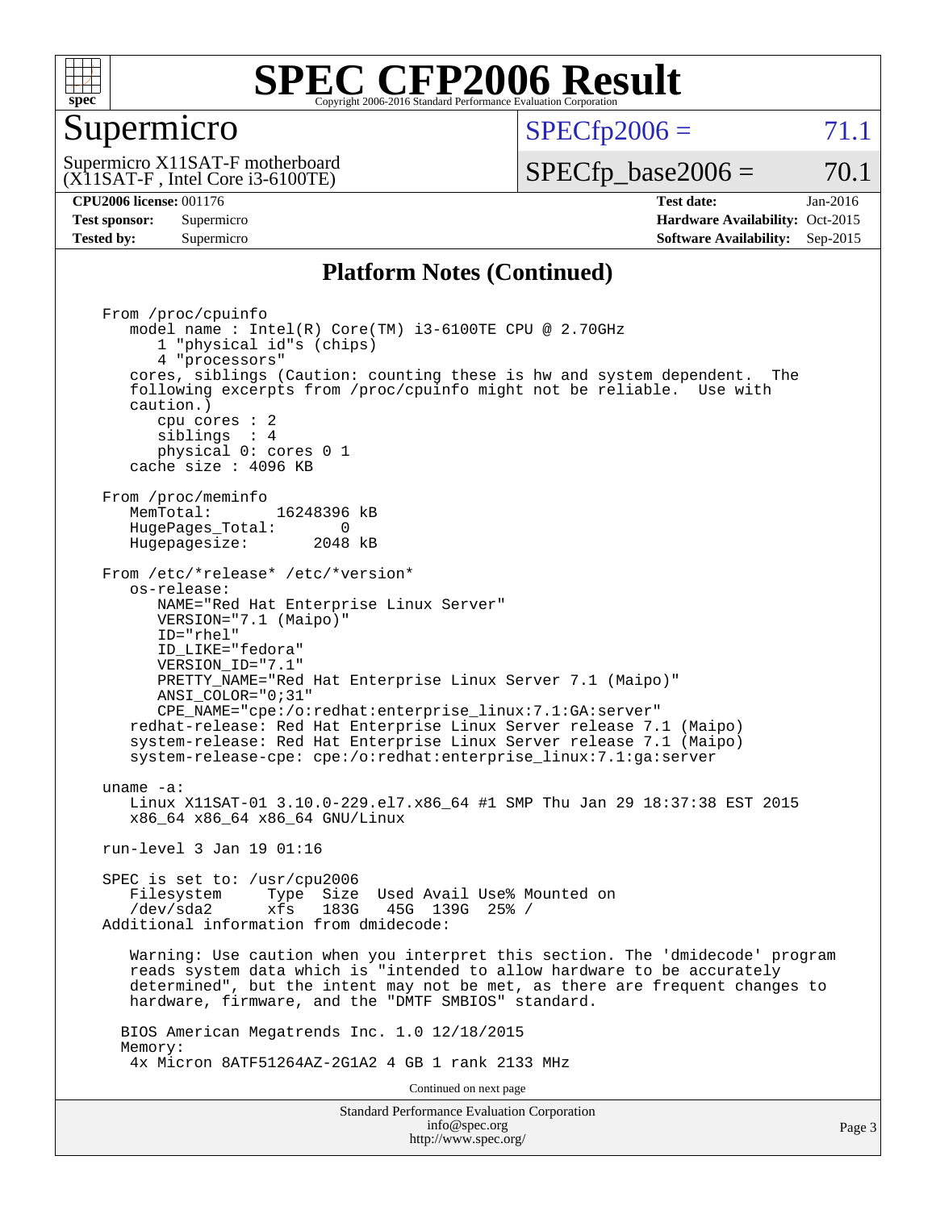## Platform Notes (Continued)

```
From /proc/cpuinfo
   model name : Intel(R) Core(TM) i3-6100TE CPU @ 2.70GHz
      1 "physical id"s (chips)
      4 "processors"
   cores, siblings (Caution: counting these is hw and system dependent.  The
   following excerpts from /proc/cpuinfo might not be reliable.  Use with
   caution.)
      cpu cores : 2
      siblings  : 4
      physical 0: cores 0 1
   cache size : 4096 KB

From /proc/meminfo
   MemTotal:       16248396 kB
   HugePages_Total:       0
   Hugepagesize:       2048 kB

From /etc/*release* /etc/*version*
   os-release:
      NAME="Red Hat Enterprise Linux Server"
      VERSION="7.1 (Maipo)"
      ID="rhel"
      ID_LIKE="fedora"
      VERSION_ID="7.1"
      PRETTY_NAME="Red Hat Enterprise Linux Server 7.1 (Maipo)"
      ANSI_COLOR="0;31"
      CPE_NAME="cpe:/o:redhat:enterprise_linux:7.1:GA:server"
   redhat-release: Red Hat Enterprise Linux Server release 7.1 (Maipo)
   system-release: Red Hat Enterprise Linux Server release 7.1 (Maipo)
   system-release-cpe: cpe:/o:redhat:enterprise_linux:7.1:ga:server

uname -a:
   Linux X11SAT-01 3.10.0-229.el7.x86_64 #1 SMP Thu Jan 29 18:37:38 EST 2015
   x86_64 x86_64 x86_64 GNU/Linux

run-level 3 Jan 19 01:16

SPEC is set to: /usr/cpu2006
   Filesystem     Type  Size  Used Avail Use% Mounted on
   /dev/sda2      xfs   183G   45G  139G  25% /
Additional information from dmidecode:

   Warning: Use caution when you interpret this section. The 'dmidecode' program
   reads system data which is "intended to allow hardware to be accurately
   determined", but the intent may not be met, as there are frequent changes to
   hardware, firmware, and the "DMTF SMBIOS" standard.

  BIOS American Megatrends Inc. 1.0 12/18/2015
  Memory:
   4x Micron 8ATF51264AZ-2G1A2 4 GB 1 rank 2133 MHz
```

Continued on next page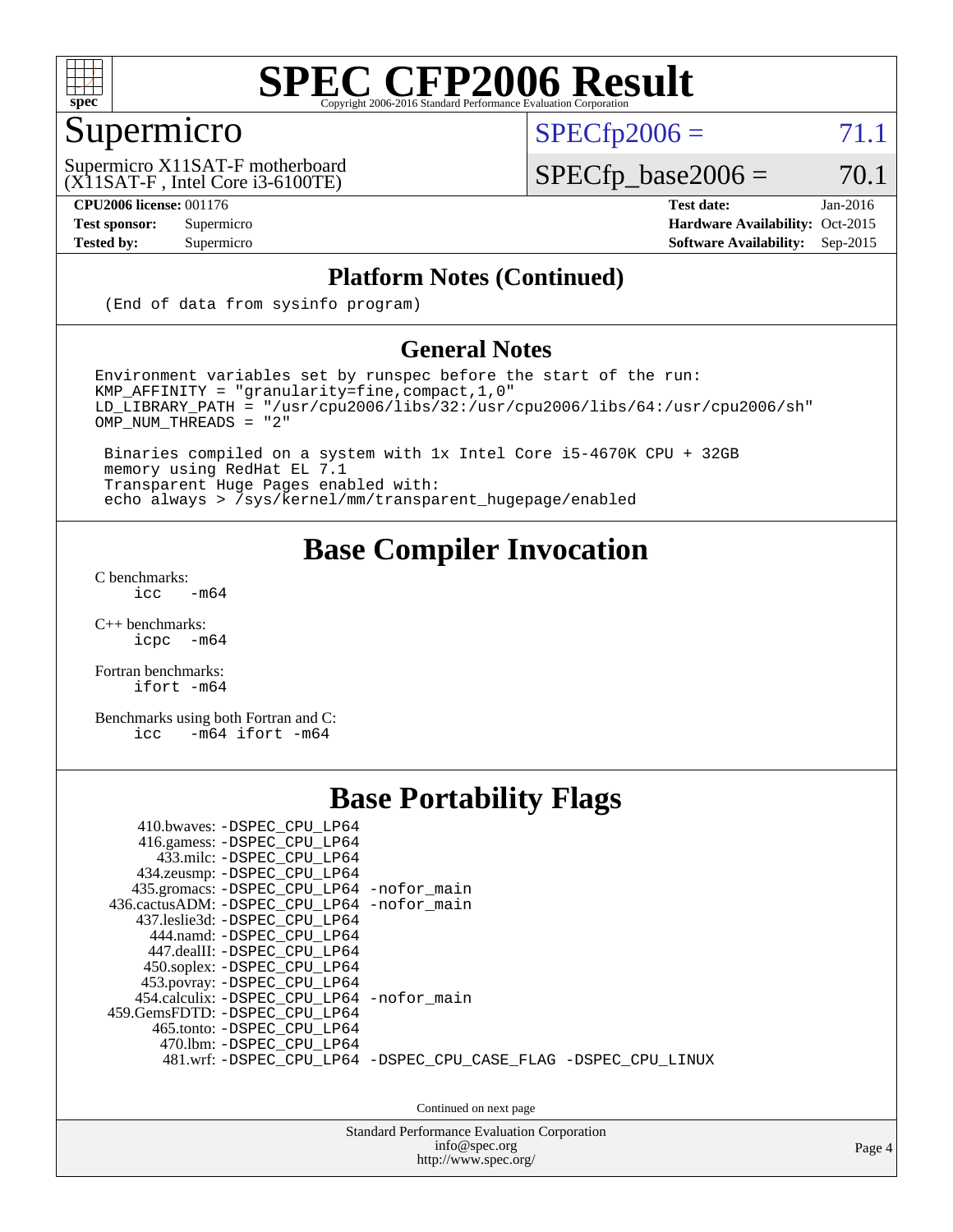# SPEC CFP2006 Result

Copyright 2006-2016 Standard Performance Evaluation Corporation

## Supermicro

Supermicro X11SAT-F motherboard
(X11SAT-F , Intel Core i3-6100TE)

SPECfp2006 = 71.1

SPECfp_base2006 = 70.1

**CPU2006 license:** 001176
**Test sponsor:** Supermicro
**Tested by:** Supermicro

**Test date:** Jan-2016
**Hardware Availability:** Oct-2015
**Software Availability:** Sep-2015

## Platform Notes (Continued)

```
(End of data from sysinfo program)
```

## General Notes

```
Environment variables set by runspec before the start of the run:
KMP_AFFINITY = "granularity=fine,compact,1,0"
LD_LIBRARY_PATH = "/usr/cpu2006/libs/32:/usr/cpu2006/libs/64:/usr/cpu2006/sh"
OMP_NUM_THREADS = "2"

 Binaries compiled on a system with 1x Intel Core i5-4670K CPU + 32GB
 memory using RedHat EL 7.1
 Transparent Huge Pages enabled with:
 echo always > /sys/kernel/mm/transparent_hugepage/enabled
```

## Base Compiler Invocation

C benchmarks:
```
icc   -m64
```

C++ benchmarks:
```
icpc  -m64
```

Fortran benchmarks:
```
ifort -m64
```

Benchmarks using both Fortran and C:
```
icc   -m64 ifort -m64
```

## Base Portability Flags

```
     410.bwaves: -DSPEC_CPU_LP64
     416.gamess: -DSPEC_CPU_LP64
       433.milc: -DSPEC_CPU_LP64
     434.zeusmp: -DSPEC_CPU_LP64
    435.gromacs: -DSPEC_CPU_LP64 -nofor_main
 436.cactusADM: -DSPEC_CPU_LP64 -nofor_main
    437.leslie3d: -DSPEC_CPU_LP64
      444.namd: -DSPEC_CPU_LP64
     447.dealII: -DSPEC_CPU_LP64
     450.soplex: -DSPEC_CPU_LP64
     453.povray: -DSPEC_CPU_LP64
    454.calculix: -DSPEC_CPU_LP64 -nofor_main
 459.GemsFDTD: -DSPEC_CPU_LP64
      465.tonto: -DSPEC_CPU_LP64
       470.lbm: -DSPEC_CPU_LP64
       481.wrf: -DSPEC_CPU_LP64 -DSPEC_CPU_CASE_FLAG -DSPEC_CPU_LINUX
```

Continued on next page

Standard Performance Evaluation Corporation
info@spec.org
http://www.spec.org/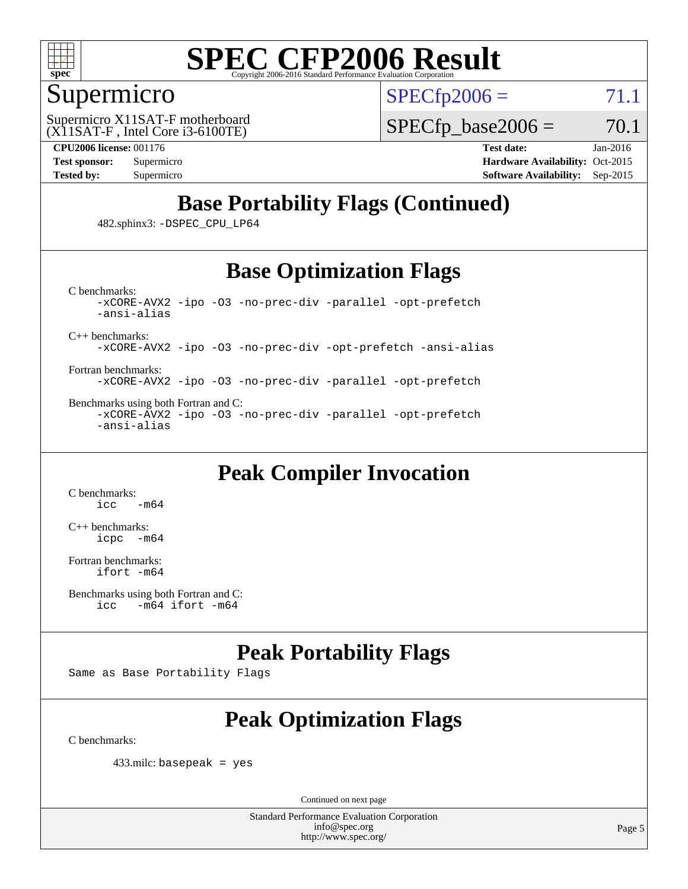# SPEC CFP2006 Result

Copyright 2006-2016 Standard Performance Evaluation Corporation

## Supermicro

Supermicro X11SAT-F motherboard
(X11SAT-F , Intel Core i3-6100TE)

SPECfp2006 = 71.1

SPECfp_base2006 = 70.1

**CPU2006 license:** 001176
**Test sponsor:** Supermicro
**Tested by:** Supermicro

**Test date:** Jan-2016
**Hardware Availability:** Oct-2015
**Software Availability:** Sep-2015

## Base Portability Flags (Continued)

482.sphinx3: `-DSPEC_CPU_LP64`

## Base Optimization Flags

C benchmarks:
```
-xCORE-AVX2 -ipo -O3 -no-prec-div -parallel -opt-prefetch
-ansi-alias
```

C++ benchmarks:
```
-xCORE-AVX2 -ipo -O3 -no-prec-div -opt-prefetch -ansi-alias
```

Fortran benchmarks:
```
-xCORE-AVX2 -ipo -O3 -no-prec-div -parallel -opt-prefetch
```

Benchmarks using both Fortran and C:
```
-xCORE-AVX2 -ipo -O3 -no-prec-div -parallel -opt-prefetch
-ansi-alias
```

## Peak Compiler Invocation

C benchmarks:
```
icc   -m64
```

C++ benchmarks:
```
icpc  -m64
```

Fortran benchmarks:
```
ifort -m64
```

Benchmarks using both Fortran and C:
```
icc   -m64 ifort -m64
```

## Peak Portability Flags

Same as Base Portability Flags

## Peak Optimization Flags

C benchmarks:

433.milc: `basepeak = yes`

Continued on next page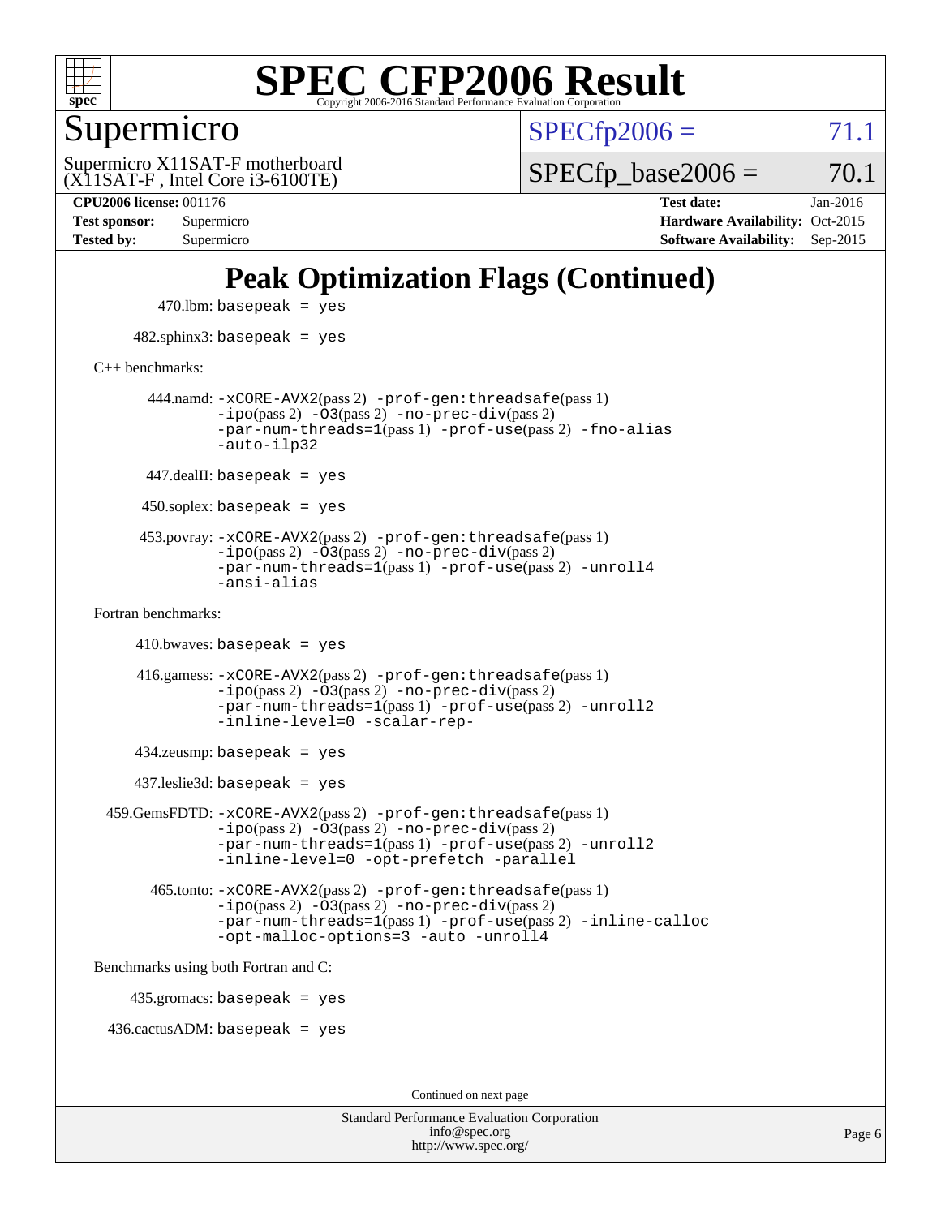# SPEC CFP2006 Result

Copyright 2006-2016 Standard Performance Evaluation Corporation

## Supermicro

Supermicro X11SAT-F motherboard
(X11SAT-F , Intel Core i3-6100TE)

SPECfp2006 = 71.1

SPECfp_base2006 = 70.1

| | | | |
|---|---|---|---|
| **CPU2006 license:** 001176 | | **Test date:** | Jan-2016 |
| **Test sponsor:** | Supermicro | **Hardware Availability:** | Oct-2015 |
| **Tested by:** | Supermicro | **Software Availability:** | Sep-2015 |

## Peak Optimization Flags (Continued)

470.lbm: basepeak = yes

482.sphinx3: basepeak = yes

C++ benchmarks:

444.namd: -xCORE-AVX2(pass 2) -prof-gen:threadsafe(pass 1) -ipo(pass 2) -O3(pass 2) -no-prec-div(pass 2) -par-num-threads=1(pass 1) -prof-use(pass 2) -fno-alias -auto-ilp32

447.dealII: basepeak = yes

450.soplex: basepeak = yes

453.povray: -xCORE-AVX2(pass 2) -prof-gen:threadsafe(pass 1) -ipo(pass 2) -O3(pass 2) -no-prec-div(pass 2) -par-num-threads=1(pass 1) -prof-use(pass 2) -unroll4 -ansi-alias

Fortran benchmarks:

410.bwaves: basepeak = yes

416.gamess: -xCORE-AVX2(pass 2) -prof-gen:threadsafe(pass 1) -ipo(pass 2) -O3(pass 2) -no-prec-div(pass 2) -par-num-threads=1(pass 1) -prof-use(pass 2) -unroll2 -inline-level=0 -scalar-rep-

434.zeusmp: basepeak = yes

437.leslie3d: basepeak = yes

459.GemsFDTD: -xCORE-AVX2(pass 2) -prof-gen:threadsafe(pass 1) -ipo(pass 2) -O3(pass 2) -no-prec-div(pass 2) -par-num-threads=1(pass 1) -prof-use(pass 2) -unroll2 -inline-level=0 -opt-prefetch -parallel

465.tonto: -xCORE-AVX2(pass 2) -prof-gen:threadsafe(pass 1) -ipo(pass 2) -O3(pass 2) -no-prec-div(pass 2) -par-num-threads=1(pass 1) -prof-use(pass 2) -inline-calloc -opt-malloc-options=3 -auto -unroll4

Benchmarks using both Fortran and C:

435.gromacs: basepeak = yes

436.cactusADM: basepeak = yes

Continued on next page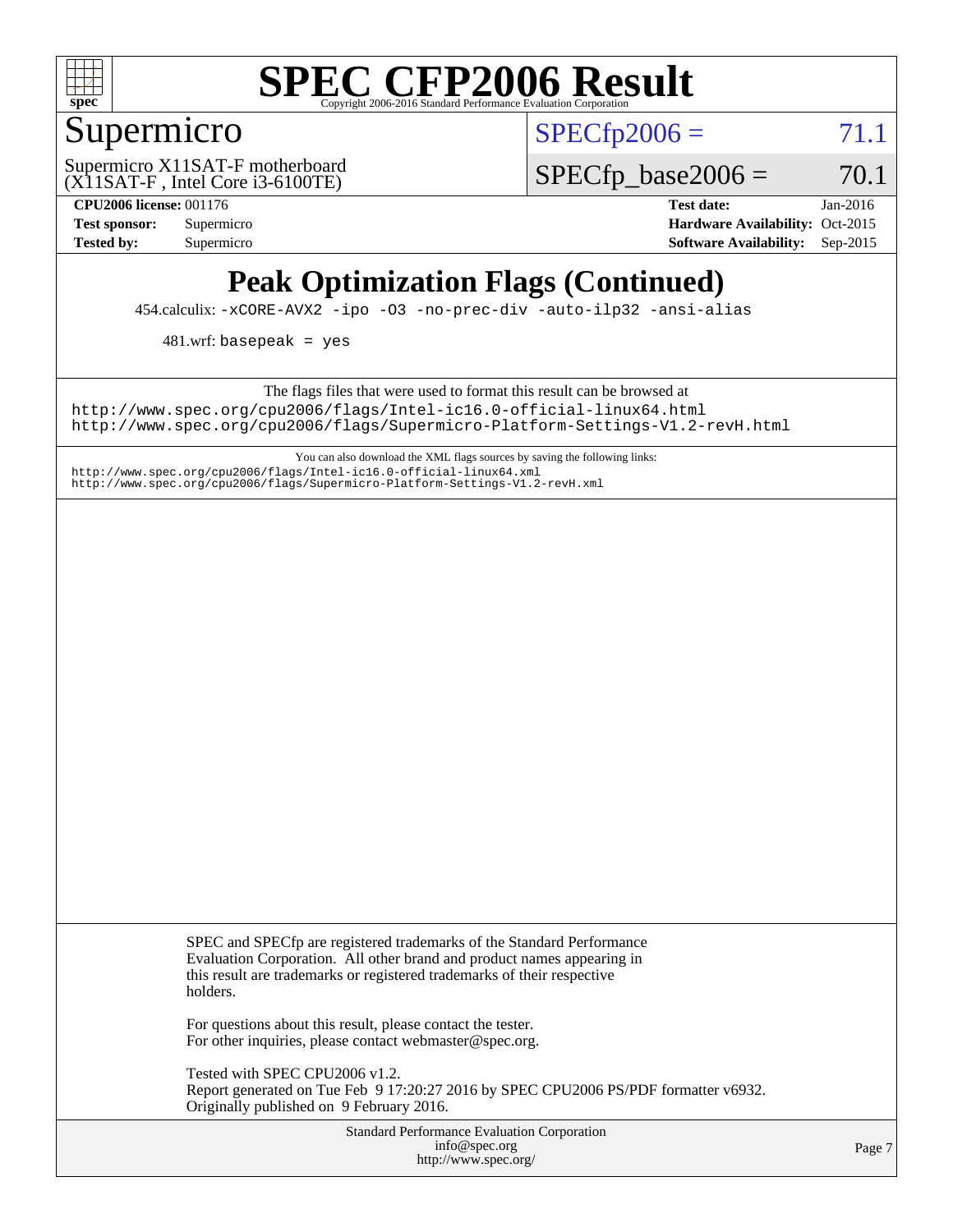# Peak Optimization Flags (Continued)

454.calculix: -xCORE-AVX2 -ipo -O3 -no-prec-div -auto-ilp32 -ansi-alias

481.wrf: basepeak = yes

The flags files that were used to format this result can be browsed at
http://www.spec.org/cpu2006/flags/Intel-ic16.0-official-linux64.html
http://www.spec.org/cpu2006/flags/Supermicro-Platform-Settings-V1.2-revH.html

You can also download the XML flags sources by saving the following links:
http://www.spec.org/cpu2006/flags/Intel-ic16.0-official-linux64.xml
http://www.spec.org/cpu2006/flags/Supermicro-Platform-Settings-V1.2-revH.xml

SPEC and SPECfp are registered trademarks of the Standard Performance Evaluation Corporation. All other brand and product names appearing in this result are trademarks or registered trademarks of their respective holders.

For questions about this result, please contact the tester.
For other inquiries, please contact webmaster@spec.org.

Tested with SPEC CPU2006 v1.2.
Report generated on Tue Feb 9 17:20:27 2016 by SPEC CPU2006 PS/PDF formatter v6932.
Originally published on 9 February 2016.